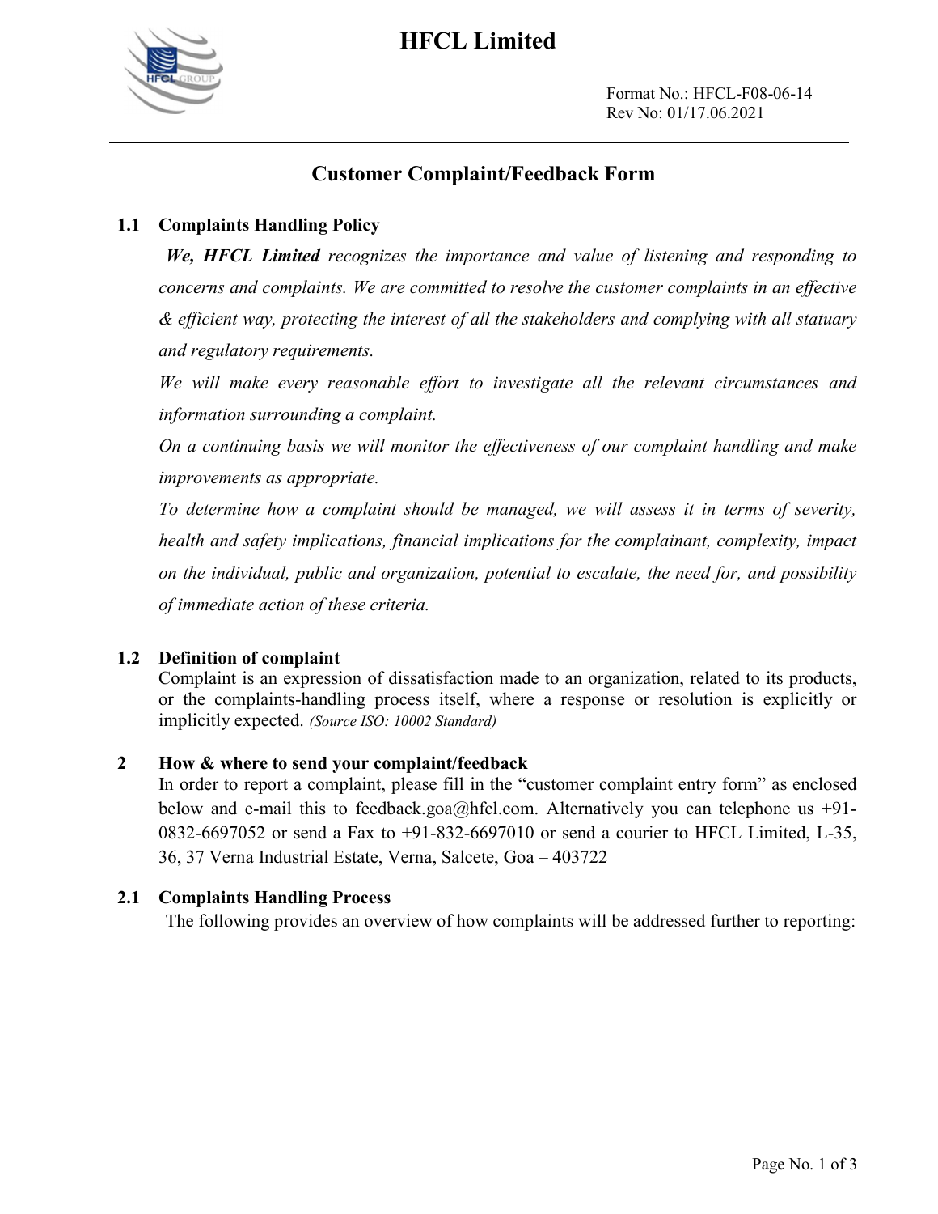# HFCL Limited

Format No.: HFCL-F08-06-14
Rev No: 01/17.06.2021

## Customer Complaint/Feedback Form

### 1.1 Complaints Handling Policy

***We, HFCL Limited** recognizes the importance and value of listening and responding to concerns and complaints. We are committed to resolve the customer complaints in an effective & efficient way, protecting the interest of all the stakeholders and complying with all statuary and regulatory requirements.*

*We will make every reasonable effort to investigate all the relevant circumstances and information surrounding a complaint.*

*On a continuing basis we will monitor the effectiveness of our complaint handling and make improvements as appropriate.*

*To determine how a complaint should be managed, we will assess it in terms of severity, health and safety implications, financial implications for the complainant, complexity, impact on the individual, public and organization, potential to escalate, the need for, and possibility of immediate action of these criteria.*

### 1.2 Definition of complaint

Complaint is an expression of dissatisfaction made to an organization, related to its products, or the complaints-handling process itself, where a response or resolution is explicitly or implicitly expected. *(Source ISO: 10002 Standard)*

### 2 How & where to send your complaint/feedback

In order to report a complaint, please fill in the "customer complaint entry form" as enclosed below and e-mail this to feedback.goa@hfcl.com. Alternatively you can telephone us +91-0832-6697052 or send a Fax to +91-832-6697010 or send a courier to HFCL Limited, L-35, 36, 37 Verna Industrial Estate, Verna, Salcete, Goa – 403722

### 2.1 Complaints Handling Process

The following provides an overview of how complaints will be addressed further to reporting: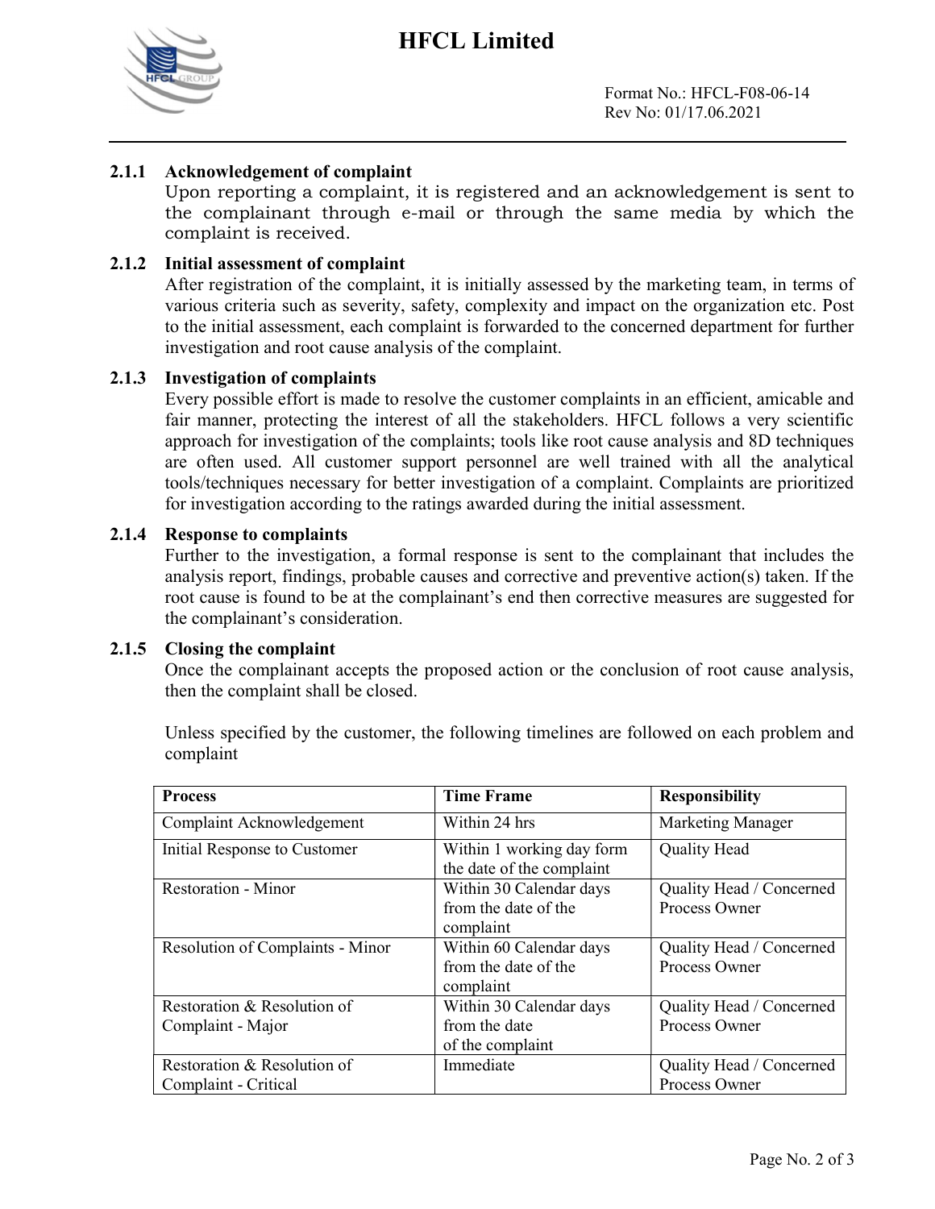### 2.1.1 Acknowledgement of complaint

Upon reporting a complaint, it is registered and an acknowledgement is sent to the complainant through e-mail or through the same media by which the complaint is received.

### 2.1.2 Initial assessment of complaint

After registration of the complaint, it is initially assessed by the marketing team, in terms of various criteria such as severity, safety, complexity and impact on the organization etc. Post to the initial assessment, each complaint is forwarded to the concerned department for further investigation and root cause analysis of the complaint.

### 2.1.3 Investigation of complaints

Every possible effort is made to resolve the customer complaints in an efficient, amicable and fair manner, protecting the interest of all the stakeholders. HFCL follows a very scientific approach for investigation of the complaints; tools like root cause analysis and 8D techniques are often used. All customer support personnel are well trained with all the analytical tools/techniques necessary for better investigation of a complaint. Complaints are prioritized for investigation according to the ratings awarded during the initial assessment.

### 2.1.4 Response to complaints

Further to the investigation, a formal response is sent to the complainant that includes the analysis report, findings, probable causes and corrective and preventive action(s) taken. If the root cause is found to be at the complainant's end then corrective measures are suggested for the complainant's consideration.

### 2.1.5 Closing the complaint

Once the complainant accepts the proposed action or the conclusion of root cause analysis, then the complaint shall be closed.

Unless specified by the customer, the following timelines are followed on each problem and complaint

| Process | Time Frame | Responsibility |
|---|---|---|
| Complaint Acknowledgement | Within 24 hrs | Marketing Manager |
| Initial Response to Customer | Within 1 working day form the date of the complaint | Quality Head |
| Restoration - Minor | Within 30 Calendar days from the date of the complaint | Quality Head / Concerned Process Owner |
| Resolution of Complaints - Minor | Within 60 Calendar days from the date of the complaint | Quality Head / Concerned Process Owner |
| Restoration & Resolution of Complaint - Major | Within 30 Calendar days from the date of the complaint | Quality Head / Concerned Process Owner |
| Restoration & Resolution of Complaint - Critical | Immediate | Quality Head / Concerned Process Owner |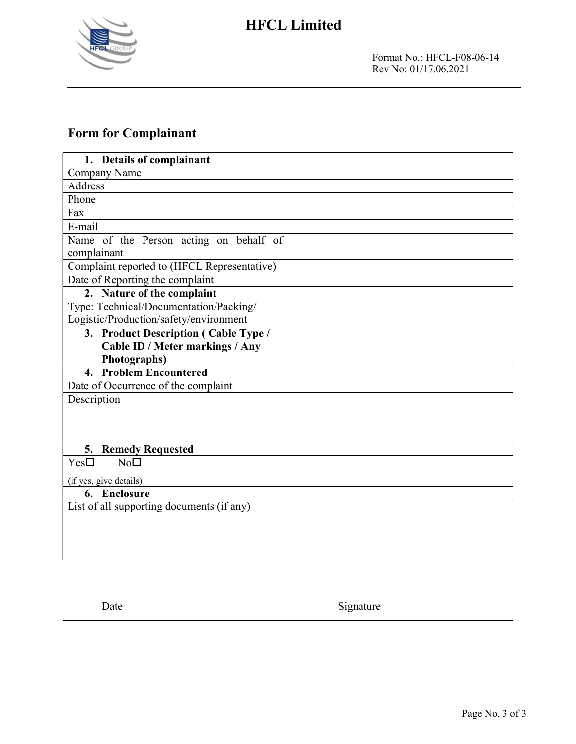## Form for Complainant

| | |
|---|---|
| **1. Details of complainant** | |
| Company Name | |
| Address | |
| Phone | |
| Fax | |
| E-mail | |
| Name of the Person acting on behalf of complainant | |
| Complaint reported to (HFCL Representative) | |
| Date of Reporting the complaint | |
| **2. Nature of the complaint** | |
| Type: Technical/Documentation/Packing/ Logistic/Production/safety/environment | |
| **3. Product Description ( Cable Type / Cable ID / Meter markings / Any Photographs)** | |
| **4. Problem Encountered** | |
| Date of Occurrence of the complaint | |
| Description | |
| **5. Remedy Requested** | |
| Yes☐ No☐ (if yes, give details) | |
| **6. Enclosure** | |
| List of all supporting documents (if any) | |

Date

Signature